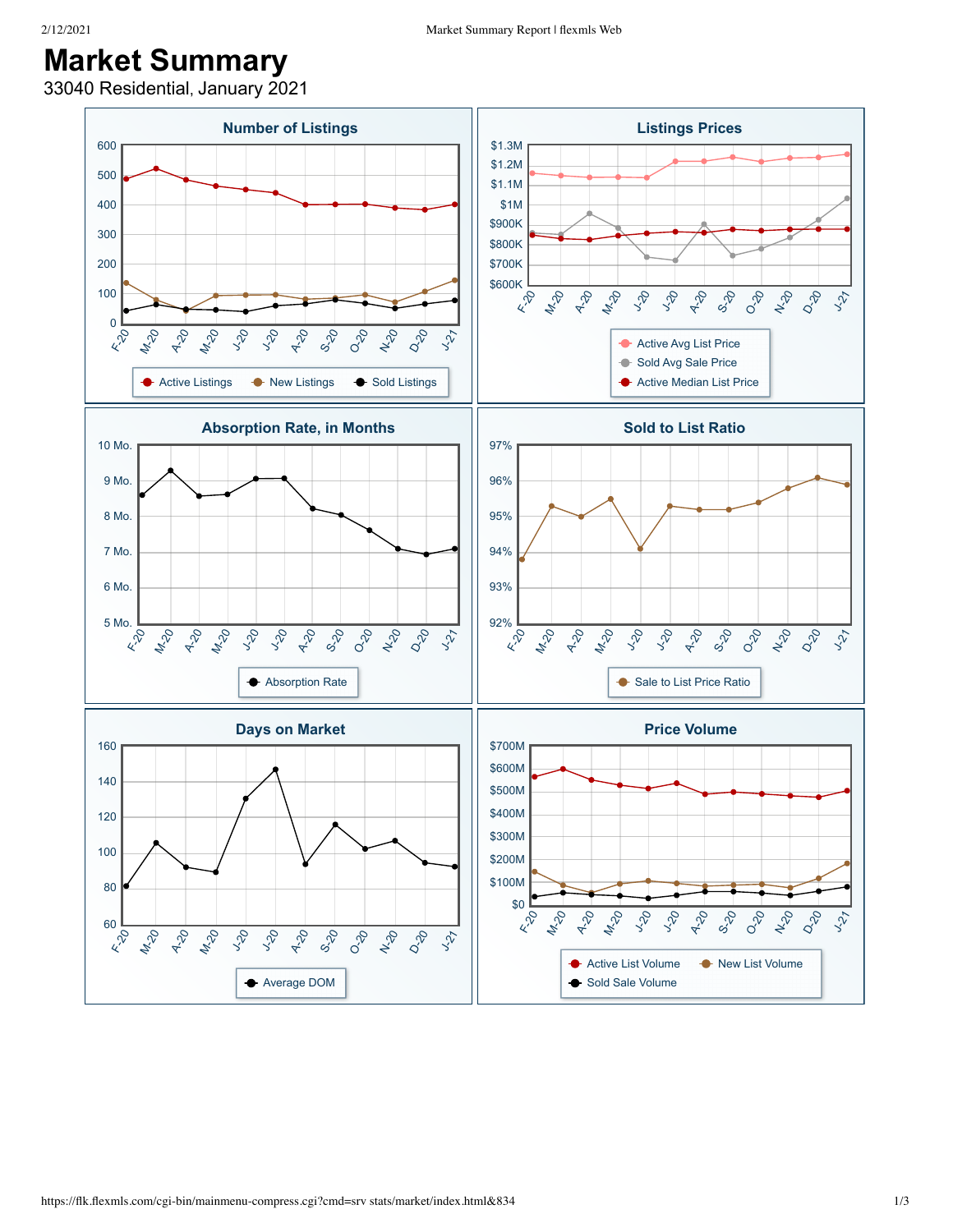# Market Summary

33040 Residential, January 2021

## Number of Listings

600
500
400
300
200
100
0

F-20 M-20 A-20 M-20 J-20 J-20 A-20 S-20 O-20 N-20 D-20 J-21

Active Listings · New Listings · Sold Listings

## Listings Prices

$1.3M
$1.2M
$1.1M
$1M
$900K
$800K
$700K
$600K

F-20 M-20 A-20 M-20 J-20 J-20 A-20 S-20 O-20 N-20 D-20 J-21

Active Avg List Price · Sold Avg Sale Price · Active Median List Price

## Absorption Rate, in Months

10 Mo.
9 Mo.
8 Mo.
7 Mo.
6 Mo.
5 Mo.

F-20 M-20 A-20 M-20 J-20 J-20 A-20 S-20 O-20 N-20 D-20 J-21

Absorption Rate

## Sold to List Ratio

97%
96%
95%
94%
93%
92%

F-20 M-20 A-20 M-20 J-20 J-20 A-20 S-20 O-20 N-20 D-20 J-21

Sale to List Price Ratio

## Days on Market

160
140
120
100
80
60

F-20 M-20 A-20 M-20 J-20 J-20 A-20 S-20 O-20 N-20 D-20 J-21

Average DOM

## Price Volume

$700M
$600M
$500M
$400M
$300M
$200M
$100M
$0

F-20 M-20 A-20 M-20 J-20 J-20 A-20 S-20 O-20 N-20 D-20 J-21

Active List Volume · New List Volume · Sold Sale Volume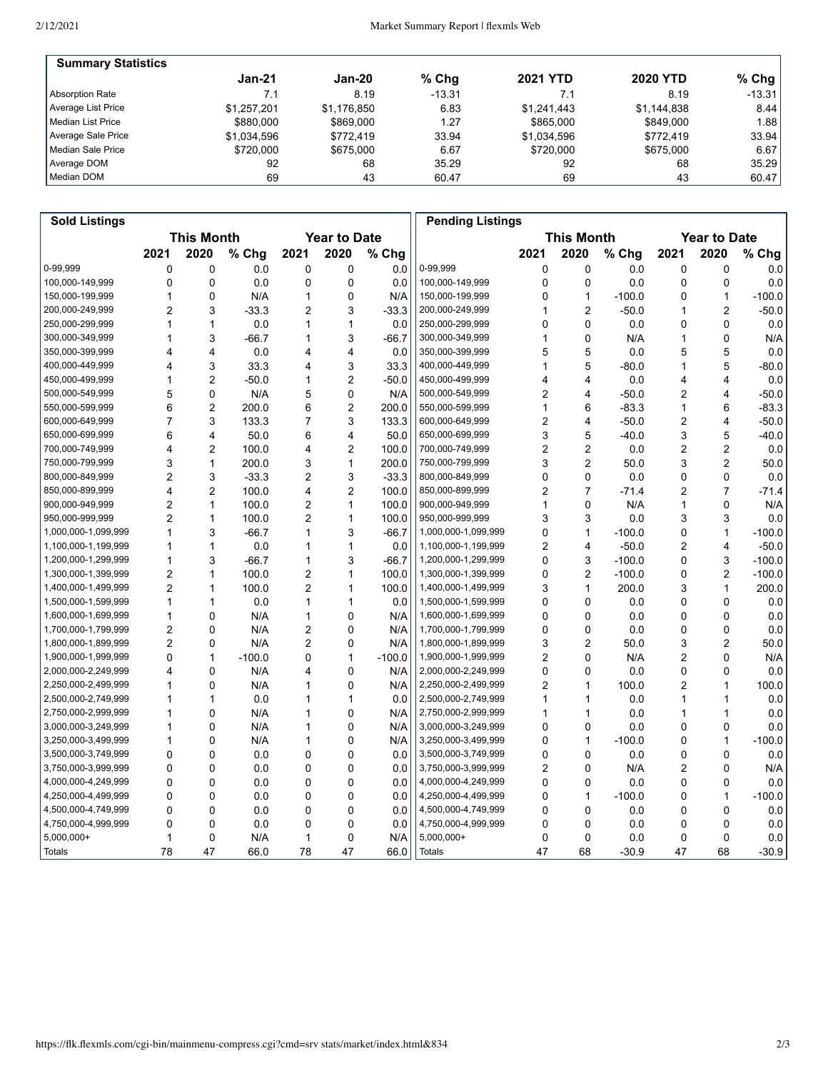## Summary Statistics

| | Jan-21 | Jan-20 | % Chg | 2021 YTD | 2020 YTD | % Chg |
|---|---|---|---|---|---|---|
| Absorption Rate | 7.1 | 8.19 | -13.31 | 7.1 | 8.19 | -13.31 |
| Average List Price | $1,257,201 | $1,176,850 | 6.83 | $1,241,443 | $1,144,838 | 8.44 |
| Median List Price | $880,000 | $869,000 | 1.27 | $865,000 | $849,000 | 1.88 |
| Average Sale Price | $1,034,596 | $772,419 | 33.94 | $1,034,596 | $772,419 | 33.94 |
| Median Sale Price | $720,000 | $675,000 | 6.67 | $720,000 | $675,000 | 6.67 |
| Average DOM | 92 | 68 | 35.29 | 92 | 68 | 35.29 |
| Median DOM | 69 | 43 | 60.47 | 69 | 43 | 60.47 |

## Sold Listings

| | This Month | | | Year to Date | | |
|---|---|---|---|---|---|---|
| | 2021 | 2020 | % Chg | 2021 | 2020 | % Chg |
| 0-99,999 | 0 | 0 | 0.0 | 0 | 0 | 0.0 |
| 100,000-149,999 | 0 | 0 | 0.0 | 0 | 0 | 0.0 |
| 150,000-199,999 | 1 | 0 | N/A | 1 | 0 | N/A |
| 200,000-249,999 | 2 | 3 | -33.3 | 2 | 3 | -33.3 |
| 250,000-299,999 | 1 | 1 | 0.0 | 1 | 1 | 0.0 |
| 300,000-349,999 | 1 | 3 | -66.7 | 1 | 3 | -66.7 |
| 350,000-399,999 | 4 | 4 | 0.0 | 4 | 4 | 0.0 |
| 400,000-449,999 | 4 | 3 | 33.3 | 4 | 3 | 33.3 |
| 450,000-499,999 | 1 | 2 | -50.0 | 1 | 2 | -50.0 |
| 500,000-549,999 | 5 | 0 | N/A | 5 | 0 | N/A |
| 550,000-599,999 | 6 | 2 | 200.0 | 6 | 2 | 200.0 |
| 600,000-649,999 | 7 | 3 | 133.3 | 7 | 3 | 133.3 |
| 650,000-699,999 | 6 | 4 | 50.0 | 6 | 4 | 50.0 |
| 700,000-749,999 | 4 | 2 | 100.0 | 4 | 2 | 100.0 |
| 750,000-799,999 | 3 | 1 | 200.0 | 3 | 1 | 200.0 |
| 800,000-849,999 | 2 | 3 | -33.3 | 2 | 3 | -33.3 |
| 850,000-899,999 | 4 | 2 | 100.0 | 4 | 2 | 100.0 |
| 900,000-949,999 | 2 | 1 | 100.0 | 2 | 1 | 100.0 |
| 950,000-999,999 | 2 | 1 | 100.0 | 2 | 1 | 100.0 |
| 1,000,000-1,099,999 | 1 | 3 | -66.7 | 1 | 3 | -66.7 |
| 1,100,000-1,199,999 | 1 | 1 | 0.0 | 1 | 1 | 0.0 |
| 1,200,000-1,299,999 | 1 | 3 | -66.7 | 1 | 3 | -66.7 |
| 1,300,000-1,399,999 | 2 | 1 | 100.0 | 2 | 1 | 100.0 |
| 1,400,000-1,499,999 | 2 | 1 | 100.0 | 2 | 1 | 100.0 |
| 1,500,000-1,599,999 | 1 | 1 | 0.0 | 1 | 1 | 0.0 |
| 1,600,000-1,699,999 | 1 | 0 | N/A | 1 | 0 | N/A |
| 1,700,000-1,799,999 | 2 | 0 | N/A | 2 | 0 | N/A |
| 1,800,000-1,899,999 | 2 | 0 | N/A | 2 | 0 | N/A |
| 1,900,000-1,999,999 | 0 | 1 | -100.0 | 0 | 1 | -100.0 |
| 2,000,000-2,249,999 | 4 | 0 | N/A | 4 | 0 | N/A |
| 2,250,000-2,499,999 | 1 | 0 | N/A | 1 | 0 | N/A |
| 2,500,000-2,749,999 | 1 | 1 | 0.0 | 1 | 1 | 0.0 |
| 2,750,000-2,999,999 | 1 | 0 | N/A | 1 | 0 | N/A |
| 3,000,000-3,249,999 | 1 | 0 | N/A | 1 | 0 | N/A |
| 3,250,000-3,499,999 | 1 | 0 | N/A | 1 | 0 | N/A |
| 3,500,000-3,749,999 | 0 | 0 | 0.0 | 0 | 0 | 0.0 |
| 3,750,000-3,999,999 | 0 | 0 | 0.0 | 0 | 0 | 0.0 |
| 4,000,000-4,249,999 | 0 | 0 | 0.0 | 0 | 0 | 0.0 |
| 4,250,000-4,499,999 | 0 | 0 | 0.0 | 0 | 0 | 0.0 |
| 4,500,000-4,749,999 | 0 | 0 | 0.0 | 0 | 0 | 0.0 |
| 4,750,000-4,999,999 | 0 | 0 | 0.0 | 0 | 0 | 0.0 |
| 5,000,000+ | 1 | 0 | N/A | 1 | 0 | N/A |
| Totals | 78 | 47 | 66.0 | 78 | 47 | 66.0 |

## Pending Listings

| | This Month | | | Year to Date | | |
|---|---|---|---|---|---|---|
| | 2021 | 2020 | % Chg | 2021 | 2020 | % Chg |
| 0-99,999 | 0 | 0 | 0.0 | 0 | 0 | 0.0 |
| 100,000-149,999 | 0 | 0 | 0.0 | 0 | 0 | 0.0 |
| 150,000-199,999 | 0 | 1 | -100.0 | 0 | 1 | -100.0 |
| 200,000-249,999 | 1 | 2 | -50.0 | 1 | 2 | -50.0 |
| 250,000-299,999 | 0 | 0 | 0.0 | 0 | 0 | 0.0 |
| 300,000-349,999 | 1 | 0 | N/A | 1 | 0 | N/A |
| 350,000-399,999 | 5 | 5 | 0.0 | 5 | 5 | 0.0 |
| 400,000-449,999 | 1 | 5 | -80.0 | 1 | 5 | -80.0 |
| 450,000-499,999 | 4 | 4 | 0.0 | 4 | 4 | 0.0 |
| 500,000-549,999 | 2 | 4 | -50.0 | 2 | 4 | -50.0 |
| 550,000-599,999 | 1 | 6 | -83.3 | 1 | 6 | -83.3 |
| 600,000-649,999 | 2 | 4 | -50.0 | 2 | 4 | -50.0 |
| 650,000-699,999 | 3 | 5 | -40.0 | 3 | 5 | -40.0 |
| 700,000-749,999 | 2 | 2 | 0.0 | 2 | 2 | 0.0 |
| 750,000-799,999 | 3 | 2 | 50.0 | 3 | 2 | 50.0 |
| 800,000-849,999 | 0 | 0 | 0.0 | 0 | 0 | 0.0 |
| 850,000-899,999 | 2 | 7 | -71.4 | 2 | 7 | -71.4 |
| 900,000-949,999 | 1 | 0 | N/A | 1 | 0 | N/A |
| 950,000-999,999 | 3 | 3 | 0.0 | 3 | 3 | 0.0 |
| 1,000,000-1,099,999 | 0 | 1 | -100.0 | 0 | 1 | -100.0 |
| 1,100,000-1,199,999 | 2 | 4 | -50.0 | 2 | 4 | -50.0 |
| 1,200,000-1,299,999 | 0 | 3 | -100.0 | 0 | 3 | -100.0 |
| 1,300,000-1,399,999 | 0 | 2 | -100.0 | 0 | 2 | -100.0 |
| 1,400,000-1,499,999 | 3 | 1 | 200.0 | 3 | 1 | 200.0 |
| 1,500,000-1,599,999 | 0 | 0 | 0.0 | 0 | 0 | 0.0 |
| 1,600,000-1,699,999 | 0 | 0 | 0.0 | 0 | 0 | 0.0 |
| 1,700,000-1,799,999 | 0 | 0 | 0.0 | 0 | 0 | 0.0 |
| 1,800,000-1,899,999 | 3 | 2 | 50.0 | 3 | 2 | 50.0 |
| 1,900,000-1,999,999 | 2 | 0 | N/A | 2 | 0 | N/A |
| 2,000,000-2,249,999 | 0 | 0 | 0.0 | 0 | 0 | 0.0 |
| 2,250,000-2,499,999 | 2 | 1 | 100.0 | 2 | 1 | 100.0 |
| 2,500,000-2,749,999 | 1 | 1 | 0.0 | 1 | 1 | 0.0 |
| 2,750,000-2,999,999 | 1 | 1 | 0.0 | 1 | 1 | 0.0 |
| 3,000,000-3,249,999 | 0 | 0 | 0.0 | 0 | 0 | 0.0 |
| 3,250,000-3,499,999 | 0 | 1 | -100.0 | 0 | 1 | -100.0 |
| 3,500,000-3,749,999 | 0 | 0 | 0.0 | 0 | 0 | 0.0 |
| 3,750,000-3,999,999 | 2 | 0 | N/A | 2 | 0 | N/A |
| 4,000,000-4,249,999 | 0 | 0 | 0.0 | 0 | 0 | 0.0 |
| 4,250,000-4,499,999 | 0 | 1 | -100.0 | 0 | 1 | -100.0 |
| 4,500,000-4,749,999 | 0 | 0 | 0.0 | 0 | 0 | 0.0 |
| 4,750,000-4,999,999 | 0 | 0 | 0.0 | 0 | 0 | 0.0 |
| 5,000,000+ | 0 | 0 | 0.0 | 0 | 0 | 0.0 |
| Totals | 47 | 68 | -30.9 | 47 | 68 | -30.9 |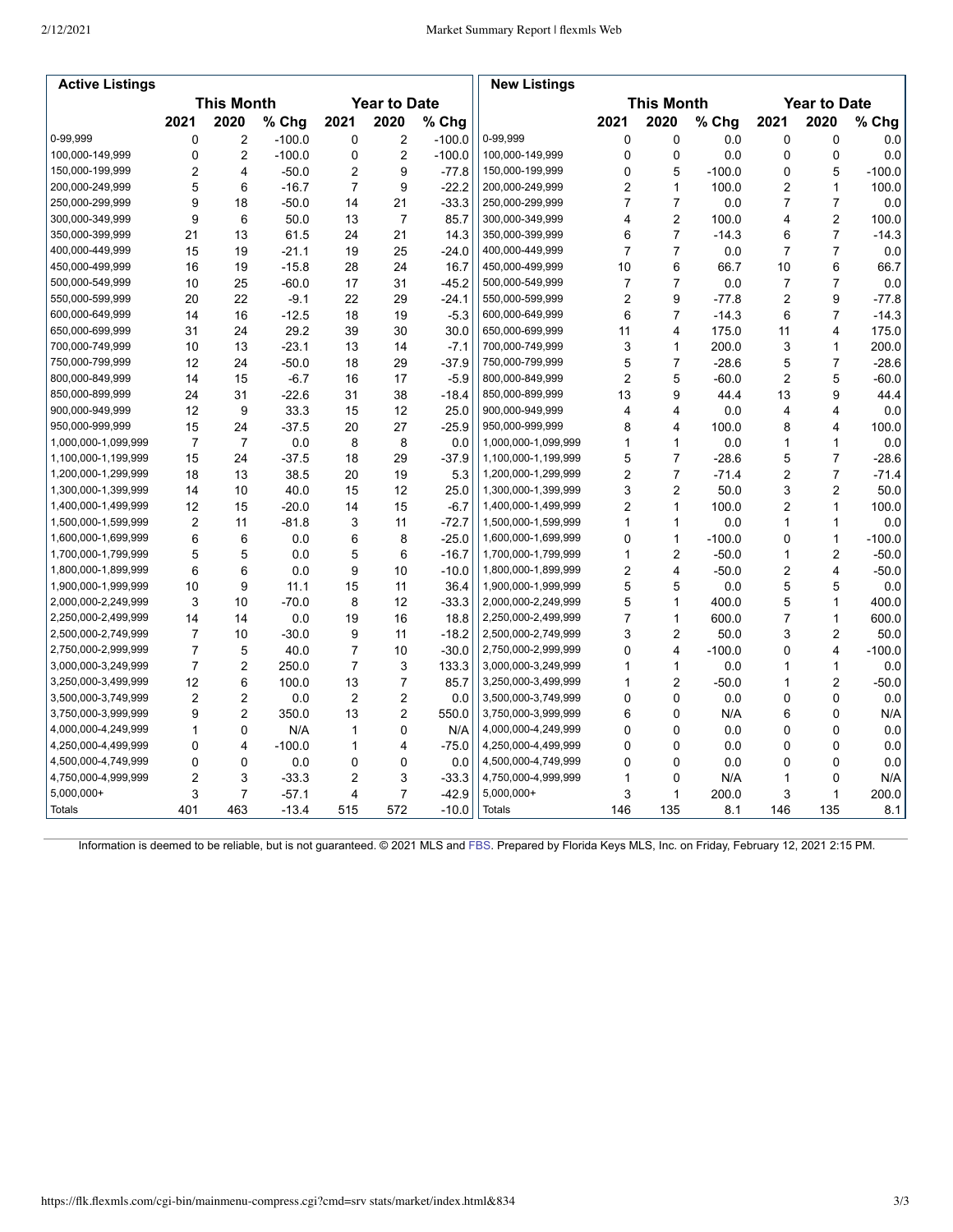| Active Listings | This Month | | | Year to Date | | |
| --- | --- | --- | --- | --- | --- | --- |
| | 2021 | 2020 | % Chg | 2021 | 2020 | % Chg |
| 0-99,999 | 0 | 2 | -100.0 | 0 | 2 | -100.0 |
| 100,000-149,999 | 0 | 2 | -100.0 | 0 | 2 | -100.0 |
| 150,000-199,999 | 2 | 4 | -50.0 | 2 | 9 | -77.8 |
| 200,000-249,999 | 5 | 6 | -16.7 | 7 | 9 | -22.2 |
| 250,000-299,999 | 9 | 18 | -50.0 | 14 | 21 | -33.3 |
| 300,000-349,999 | 9 | 6 | 50.0 | 13 | 7 | 85.7 |
| 350,000-399,999 | 21 | 13 | 61.5 | 24 | 21 | 14.3 |
| 400,000-449,999 | 15 | 19 | -21.1 | 19 | 25 | -24.0 |
| 450,000-499,999 | 16 | 19 | -15.8 | 28 | 24 | 16.7 |
| 500,000-549,999 | 10 | 25 | -60.0 | 17 | 31 | -45.2 |
| 550,000-599,999 | 20 | 22 | -9.1 | 22 | 29 | -24.1 |
| 600,000-649,999 | 14 | 16 | -12.5 | 18 | 19 | -5.3 |
| 650,000-699,999 | 31 | 24 | 29.2 | 39 | 30 | 30.0 |
| 700,000-749,999 | 10 | 13 | -23.1 | 13 | 14 | -7.1 |
| 750,000-799,999 | 12 | 24 | -50.0 | 18 | 29 | -37.9 |
| 800,000-849,999 | 14 | 15 | -6.7 | 16 | 17 | -5.9 |
| 850,000-899,999 | 24 | 31 | -22.6 | 31 | 38 | -18.4 |
| 900,000-949,999 | 12 | 9 | 33.3 | 15 | 12 | 25.0 |
| 950,000-999,999 | 15 | 24 | -37.5 | 20 | 27 | -25.9 |
| 1,000,000-1,099,999 | 7 | 7 | 0.0 | 8 | 8 | 0.0 |
| 1,100,000-1,199,999 | 15 | 24 | -37.5 | 18 | 29 | -37.9 |
| 1,200,000-1,299,999 | 18 | 13 | 38.5 | 20 | 19 | 5.3 |
| 1,300,000-1,399,999 | 14 | 10 | 40.0 | 15 | 12 | 25.0 |
| 1,400,000-1,499,999 | 12 | 15 | -20.0 | 14 | 15 | -6.7 |
| 1,500,000-1,599,999 | 2 | 11 | -81.8 | 3 | 11 | -72.7 |
| 1,600,000-1,699,999 | 6 | 6 | 0.0 | 6 | 8 | -25.0 |
| 1,700,000-1,799,999 | 5 | 5 | 0.0 | 5 | 6 | -16.7 |
| 1,800,000-1,899,999 | 6 | 6 | 0.0 | 9 | 10 | -10.0 |
| 1,900,000-1,999,999 | 10 | 9 | 11.1 | 15 | 11 | 36.4 |
| 2,000,000-2,249,999 | 3 | 10 | -70.0 | 8 | 12 | -33.3 |
| 2,250,000-2,499,999 | 14 | 14 | 0.0 | 19 | 16 | 18.8 |
| 2,500,000-2,749,999 | 7 | 10 | -30.0 | 9 | 11 | -18.2 |
| 2,750,000-2,999,999 | 7 | 5 | 40.0 | 7 | 10 | -30.0 |
| 3,000,000-3,249,999 | 7 | 2 | 250.0 | 7 | 3 | 133.3 |
| 3,250,000-3,499,999 | 12 | 6 | 100.0 | 13 | 7 | 85.7 |
| 3,500,000-3,749,999 | 2 | 2 | 0.0 | 2 | 2 | 0.0 |
| 3,750,000-3,999,999 | 9 | 2 | 350.0 | 13 | 2 | 550.0 |
| 4,000,000-4,249,999 | 1 | 0 | N/A | 1 | 0 | N/A |
| 4,250,000-4,499,999 | 0 | 4 | -100.0 | 1 | 4 | -75.0 |
| 4,500,000-4,749,999 | 0 | 0 | 0.0 | 0 | 0 | 0.0 |
| 4,750,000-4,999,999 | 2 | 3 | -33.3 | 2 | 3 | -33.3 |
| 5,000,000+ | 3 | 7 | -57.1 | 4 | 7 | -42.9 |
| Totals | 401 | 463 | -13.4 | 515 | 572 | -10.0 |

| New Listings | This Month | | | Year to Date | | |
| --- | --- | --- | --- | --- | --- | --- |
| | 2021 | 2020 | % Chg | 2021 | 2020 | % Chg |
| 0-99,999 | 0 | 0 | 0.0 | 0 | 0 | 0.0 |
| 100,000-149,999 | 0 | 0 | 0.0 | 0 | 0 | 0.0 |
| 150,000-199,999 | 0 | 5 | -100.0 | 0 | 5 | -100.0 |
| 200,000-249,999 | 2 | 1 | 100.0 | 2 | 1 | 100.0 |
| 250,000-299,999 | 7 | 7 | 0.0 | 7 | 7 | 0.0 |
| 300,000-349,999 | 4 | 2 | 100.0 | 4 | 2 | 100.0 |
| 350,000-399,999 | 6 | 7 | -14.3 | 6 | 7 | -14.3 |
| 400,000-449,999 | 7 | 7 | 0.0 | 7 | 7 | 0.0 |
| 450,000-499,999 | 10 | 6 | 66.7 | 10 | 6 | 66.7 |
| 500,000-549,999 | 7 | 7 | 0.0 | 7 | 7 | 0.0 |
| 550,000-599,999 | 2 | 9 | -77.8 | 2 | 9 | -77.8 |
| 600,000-649,999 | 6 | 7 | -14.3 | 6 | 7 | -14.3 |
| 650,000-699,999 | 11 | 4 | 175.0 | 11 | 4 | 175.0 |
| 700,000-749,999 | 3 | 1 | 200.0 | 3 | 1 | 200.0 |
| 750,000-799,999 | 5 | 7 | -28.6 | 5 | 7 | -28.6 |
| 800,000-849,999 | 2 | 5 | -60.0 | 2 | 5 | -60.0 |
| 850,000-899,999 | 13 | 9 | 44.4 | 13 | 9 | 44.4 |
| 900,000-949,999 | 4 | 4 | 0.0 | 4 | 4 | 0.0 |
| 950,000-999,999 | 8 | 4 | 100.0 | 8 | 4 | 100.0 |
| 1,000,000-1,099,999 | 1 | 1 | 0.0 | 1 | 1 | 0.0 |
| 1,100,000-1,199,999 | 5 | 7 | -28.6 | 5 | 7 | -28.6 |
| 1,200,000-1,299,999 | 2 | 7 | -71.4 | 2 | 7 | -71.4 |
| 1,300,000-1,399,999 | 3 | 2 | 50.0 | 3 | 2 | 50.0 |
| 1,400,000-1,499,999 | 2 | 1 | 100.0 | 2 | 1 | 100.0 |
| 1,500,000-1,599,999 | 1 | 1 | 0.0 | 1 | 1 | 0.0 |
| 1,600,000-1,699,999 | 0 | 1 | -100.0 | 0 | 1 | -100.0 |
| 1,700,000-1,799,999 | 1 | 2 | -50.0 | 1 | 2 | -50.0 |
| 1,800,000-1,899,999 | 2 | 4 | -50.0 | 2 | 4 | -50.0 |
| 1,900,000-1,999,999 | 5 | 5 | 0.0 | 5 | 5 | 0.0 |
| 2,000,000-2,249,999 | 5 | 1 | 400.0 | 5 | 1 | 400.0 |
| 2,250,000-2,499,999 | 7 | 1 | 600.0 | 7 | 1 | 600.0 |
| 2,500,000-2,749,999 | 3 | 2 | 50.0 | 3 | 2 | 50.0 |
| 2,750,000-2,999,999 | 0 | 4 | -100.0 | 0 | 4 | -100.0 |
| 3,000,000-3,249,999 | 1 | 1 | 0.0 | 1 | 1 | 0.0 |
| 3,250,000-3,499,999 | 1 | 2 | -50.0 | 1 | 2 | -50.0 |
| 3,500,000-3,749,999 | 0 | 0 | 0.0 | 0 | 0 | 0.0 |
| 3,750,000-3,999,999 | 6 | 0 | N/A | 6 | 0 | N/A |
| 4,000,000-4,249,999 | 0 | 0 | 0.0 | 0 | 0 | 0.0 |
| 4,250,000-4,499,999 | 0 | 0 | 0.0 | 0 | 0 | 0.0 |
| 4,500,000-4,749,999 | 0 | 0 | 0.0 | 0 | 0 | 0.0 |
| 4,750,000-4,999,999 | 1 | 0 | N/A | 1 | 0 | N/A |
| 5,000,000+ | 3 | 1 | 200.0 | 3 | 1 | 200.0 |
| Totals | 146 | 135 | 8.1 | 146 | 135 | 8.1 |

Information is deemed to be reliable, but is not guaranteed. © 2021 MLS and FBS. Prepared by Florida Keys MLS, Inc. on Friday, February 12, 2021 2:15 PM.